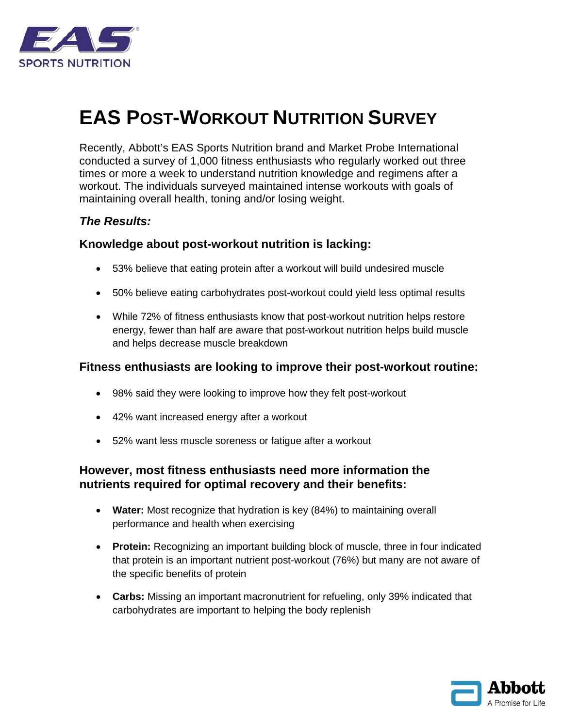EAS

SPORTS NUTRITION

# EAS Post-Workout Nutrition Survey

Recently, Abbott's EAS Sports Nutrition brand and Market Probe International conducted a survey of 1,000 fitness enthusiasts who regularly worked out three times or more a week to understand nutrition knowledge and regimens after a workout. The individuals surveyed maintained intense workouts with goals of maintaining overall health, toning and/or losing weight.

### *The Results:*

### Knowledge about post-workout nutrition is lacking:

- 53% believe that eating protein after a workout will build undesired muscle
- 50% believe eating carbohydrates post-workout could yield less optimal results
- While 72% of fitness enthusiasts know that post-workout nutrition helps restore energy, fewer than half are aware that post-workout nutrition helps build muscle and helps decrease muscle breakdown

### Fitness enthusiasts are looking to improve their post-workout routine:

- 98% said they were looking to improve how they felt post-workout
- 42% want increased energy after a workout
- 52% want less muscle soreness or fatigue after a workout

### However, most fitness enthusiasts need more information the nutrients required for optimal recovery and their benefits:

- **Water:** Most recognize that hydration is key (84%) to maintaining overall performance and health when exercising
- **Protein:** Recognizing an important building block of muscle, three in four indicated that protein is an important nutrient post-workout (76%) but many are not aware of the specific benefits of protein
- **Carbs:** Missing an important macronutrient for refueling, only 39% indicated that carbohydrates are important to helping the body replenish

Abbott
A Promise for Life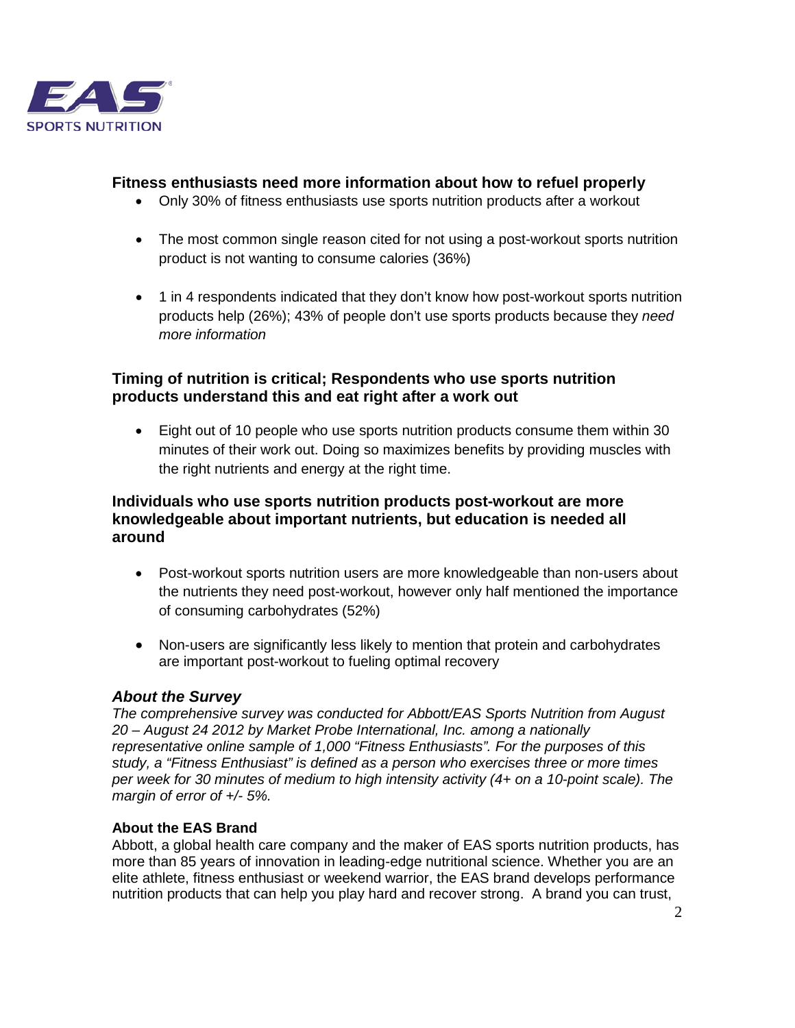### Fitness enthusiasts need more information about how to refuel properly

- Only 30% of fitness enthusiasts use sports nutrition products after a workout
- The most common single reason cited for not using a post-workout sports nutrition product is not wanting to consume calories (36%)
- 1 in 4 respondents indicated that they don't know how post-workout sports nutrition products help (26%); 43% of people don't use sports products because they *need more information*

### Timing of nutrition is critical; Respondents who use sports nutrition products understand this and eat right after a work out

- Eight out of 10 people who use sports nutrition products consume them within 30 minutes of their work out. Doing so maximizes benefits by providing muscles with the right nutrients and energy at the right time.

### Individuals who use sports nutrition products post-workout are more knowledgeable about important nutrients, but education is needed all around

- Post-workout sports nutrition users are more knowledgeable than non-users about the nutrients they need post-workout, however only half mentioned the importance of consuming carbohydrates (52%)
- Non-users are significantly less likely to mention that protein and carbohydrates are important post-workout to fueling optimal recovery

### *About the Survey*

*The comprehensive survey was conducted for Abbott/EAS Sports Nutrition from August 20 – August 24 2012 by Market Probe International, Inc. among a nationally representative online sample of 1,000 "Fitness Enthusiasts". For the purposes of this study, a "Fitness Enthusiast" is defined as a person who exercises three or more times per week for 30 minutes of medium to high intensity activity (4+ on a 10-point scale). The margin of error of +/- 5%.*

**About the EAS Brand**

Abbott, a global health care company and the maker of EAS sports nutrition products, has more than 85 years of innovation in leading-edge nutritional science. Whether you are an elite athlete, fitness enthusiast or weekend warrior, the EAS brand develops performance nutrition products that can help you play hard and recover strong. A brand you can trust,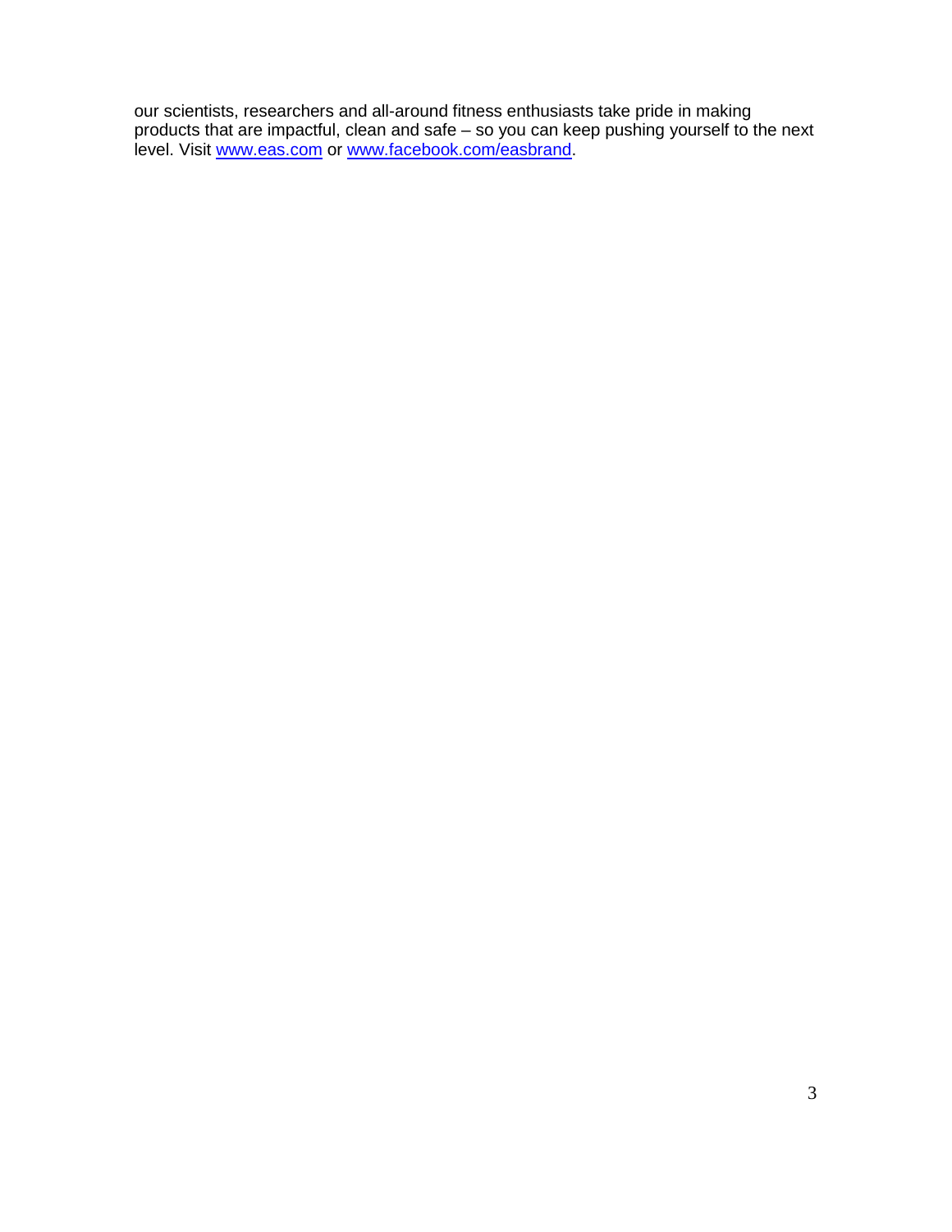our scientists, researchers and all-around fitness enthusiasts take pride in making products that are impactful, clean and safe – so you can keep pushing yourself to the next level. Visit [www.eas.com](http://www.eas.com) or [www.facebook.com/easbrand](http://www.facebook.com/easbrand).